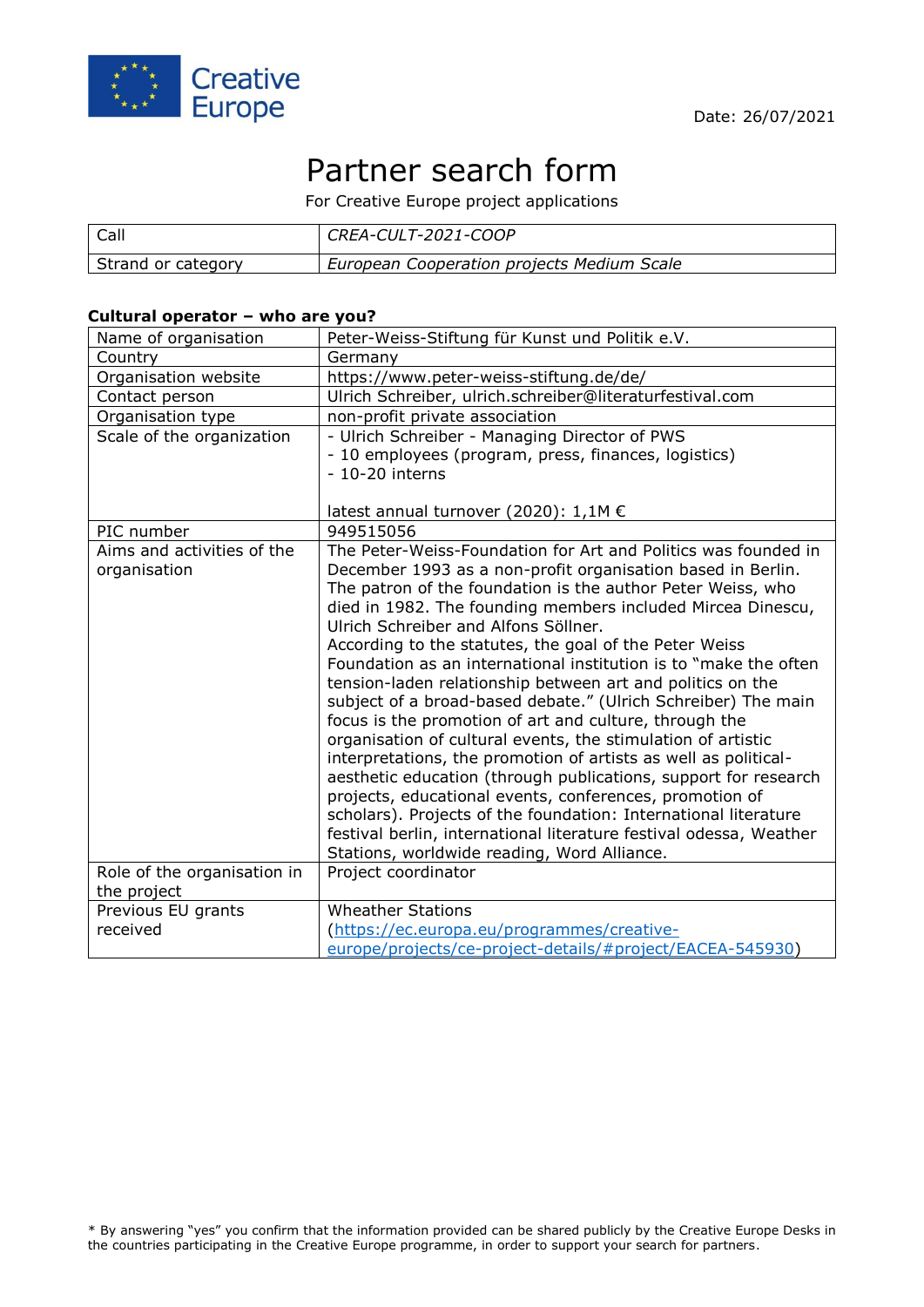Creative Europe

Date: 26/07/2021

# Partner search form

For Creative Europe project applications

| Call | *CREA-CULT-2021-COOP* |
|---|---|
| Strand or category | *European Cooperation projects Medium Scale* |

**Cultural operator – who are you?**

| Name of organisation | Peter-Weiss-Stiftung für Kunst und Politik e.V. |
|---|---|
| Country | Germany |
| Organisation website | https://www.peter-weiss-stiftung.de/de/ |
| Contact person | Ulrich Schreiber, ulrich.schreiber@literaturfestival.com |
| Organisation type | non-profit private association |
| Scale of the organization | - Ulrich Schreiber - Managing Director of PWS<br>- 10 employees (program, press, finances, logistics)<br>- 10-20 interns<br><br>latest annual turnover (2020): 1,1M € |
| PIC number | 949515056 |
| Aims and activities of the organisation | The Peter-Weiss-Foundation for Art and Politics was founded in December 1993 as a non-profit organisation based in Berlin. The patron of the foundation is the author Peter Weiss, who died in 1982. The founding members included Mircea Dinescu, Ulrich Schreiber and Alfons Söllner.<br>According to the statutes, the goal of the Peter Weiss Foundation as an international institution is to "make the often tension-laden relationship between art and politics on the subject of a broad-based debate." (Ulrich Schreiber) The main focus is the promotion of art and culture, through the organisation of cultural events, the stimulation of artistic interpretations, the promotion of artists as well as political-aesthetic education (through publications, support for research projects, educational events, conferences, promotion of scholars). Projects of the foundation: International literature festival berlin, international literature festival odessa, Weather Stations, worldwide reading, Word Alliance. |
| Role of the organisation in the project | Project coordinator |
| Previous EU grants received | Wheather Stations<br>(https://ec.europa.eu/programmes/creative-europe/projects/ce-project-details/#project/EACEA-545930) |

\* By answering "yes" you confirm that the information provided can be shared publicly by the Creative Europe Desks in the countries participating in the Creative Europe programme, in order to support your search for partners.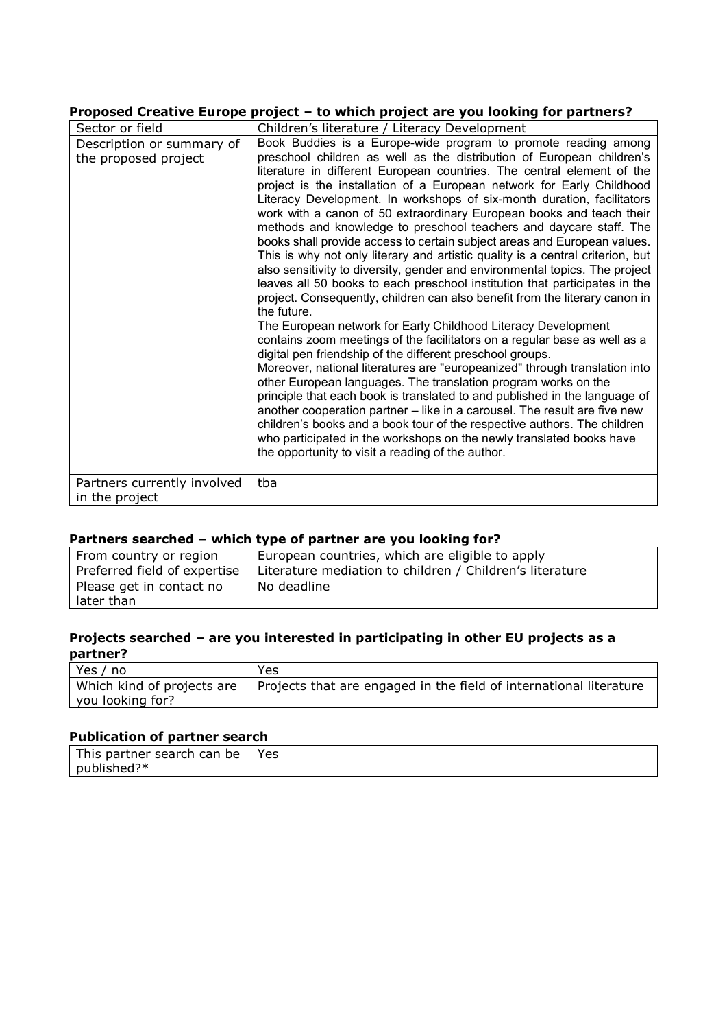### Proposed Creative Europe project – to which project are you looking for partners?

| | |
|---|---|
| Sector or field | Children's literature / Literacy Development |
| Description or summary of the proposed project | Book Buddies is a Europe-wide program to promote reading among preschool children as well as the distribution of European children's literature in different European countries. The central element of the project is the installation of a European network for Early Childhood Literacy Development. In workshops of six-month duration, facilitators work with a canon of 50 extraordinary European books and teach their methods and knowledge to preschool teachers and daycare staff. The books shall provide access to certain subject areas and European values. This is why not only literary and artistic quality is a central criterion, but also sensitivity to diversity, gender and environmental topics. The project leaves all 50 books to each preschool institution that participates in the project. Consequently, children can also benefit from the literary canon in the future.<br>The European network for Early Childhood Literacy Development contains zoom meetings of the facilitators on a regular base as well as a digital pen friendship of the different preschool groups.<br>Moreover, national literatures are "europeanized" through translation into other European languages. The translation program works on the principle that each book is translated to and published in the language of another cooperation partner – like in a carousel. The result are five new children's books and a book tour of the respective authors. The children who participated in the workshops on the newly translated books have the opportunity to visit a reading of the author. |
| Partners currently involved in the project | tba |

### Partners searched – which type of partner are you looking for?

| | |
|---|---|
| From country or region | European countries, which are eligible to apply |
| Preferred field of expertise | Literature mediation to children / Children's literature |
| Please get in contact no later than | No deadline |

### Projects searched – are you interested in participating in other EU projects as a partner?

| | |
|---|---|
| Yes / no | Yes |
| Which kind of projects are you looking for? | Projects that are engaged in the field of international literature |

### Publication of partner search

| | |
|---|---|
| This partner search can be published?* | Yes |